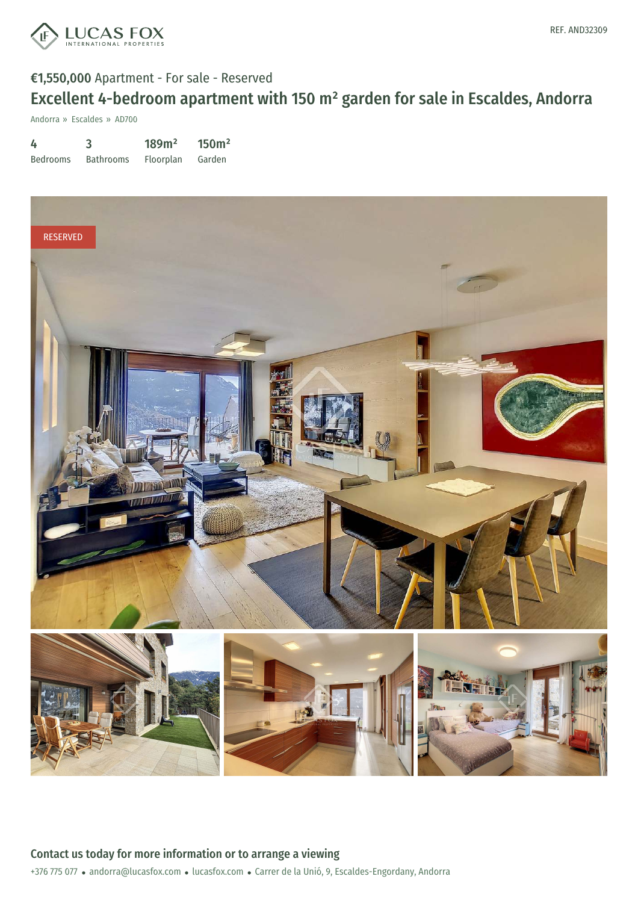LUCAS FOX
INTERNATIONAL PROPERTIES

REF. AND32309

€1,550,000 Apartment - For sale - Reserved

# Excellent 4-bedroom apartment with 150 m² garden for sale in Escaldes, Andorra

Andorra » Escaldes » AD700

| 4 | 3 | 189m² | 150m² |
|---|---|---|---|
| Bedrooms | Bathrooms | Floorplan | Garden |

RESERVED

## Contact us today for more information or to arrange a viewing

+376 775 077 • andorra@lucasfox.com • lucasfox.com • Carrer de la Unió, 9, Escaldes-Engordany, Andorra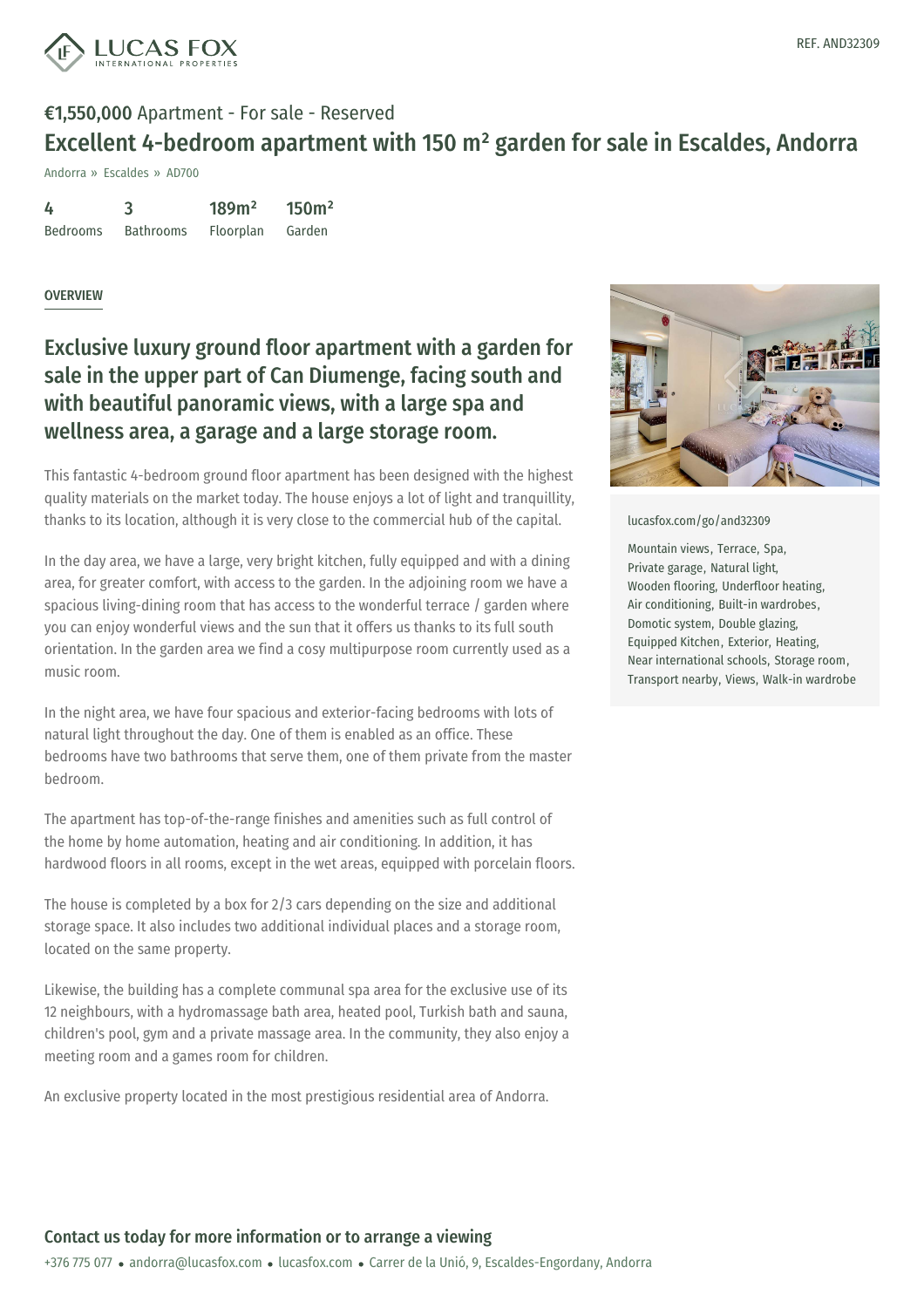REF. AND32309

**€1,550,000** Apartment - For sale - Reserved

# Excellent 4-bedroom apartment with 150 m² garden for sale in Escaldes, Andorra

Andorra » Escaldes » AD700

| 4 | 3 | 189m² | 150m² |
|---|---|---|---|
| Bedrooms | Bathrooms | Floorplan | Garden |

## OVERVIEW

## Exclusive luxury ground floor apartment with a garden for sale in the upper part of Can Diumenge, facing south and with beautiful panoramic views, with a large spa and wellness area, a garage and a large storage room.

This fantastic 4-bedroom ground floor apartment has been designed with the highest quality materials on the market today. The house enjoys a lot of light and tranquillity, thanks to its location, although it is very close to the commercial hub of the capital.

In the day area, we have a large, very bright kitchen, fully equipped and with a dining area, for greater comfort, with access to the garden. In the adjoining room we have a spacious living-dining room that has access to the wonderful terrace / garden where you can enjoy wonderful views and the sun that it offers us thanks to its full south orientation. In the garden area we find a cosy multipurpose room currently used as a music room.

In the night area, we have four spacious and exterior-facing bedrooms with lots of natural light throughout the day. One of them is enabled as an office. These bedrooms have two bathrooms that serve them, one of them private from the master bedroom.

The apartment has top-of-the-range finishes and amenities such as full control of the home by home automation, heating and air conditioning. In addition, it has hardwood floors in all rooms, except in the wet areas, equipped with porcelain floors.

The house is completed by a box for 2/3 cars depending on the size and additional storage space. It also includes two additional individual places and a storage room, located on the same property.

Likewise, the building has a complete communal spa area for the exclusive use of its 12 neighbours, with a hydromassage bath area, heated pool, Turkish bath and sauna, children's pool, gym and a private massage area. In the community, they also enjoy a meeting room and a games room for children.

An exclusive property located in the most prestigious residential area of Andorra.

lucasfox.com/go/and32309

Mountain views, Terrace, Spa, Private garage, Natural light, Wooden flooring, Underfloor heating, Air conditioning, Built-in wardrobes, Domotic system, Double glazing, Equipped Kitchen, Exterior, Heating, Near international schools, Storage room, Transport nearby, Views, Walk-in wardrobe

## Contact us today for more information or to arrange a viewing

+376 775 077 • andorra@lucasfox.com • lucasfox.com • Carrer de la Unió, 9, Escaldes-Engordany, Andorra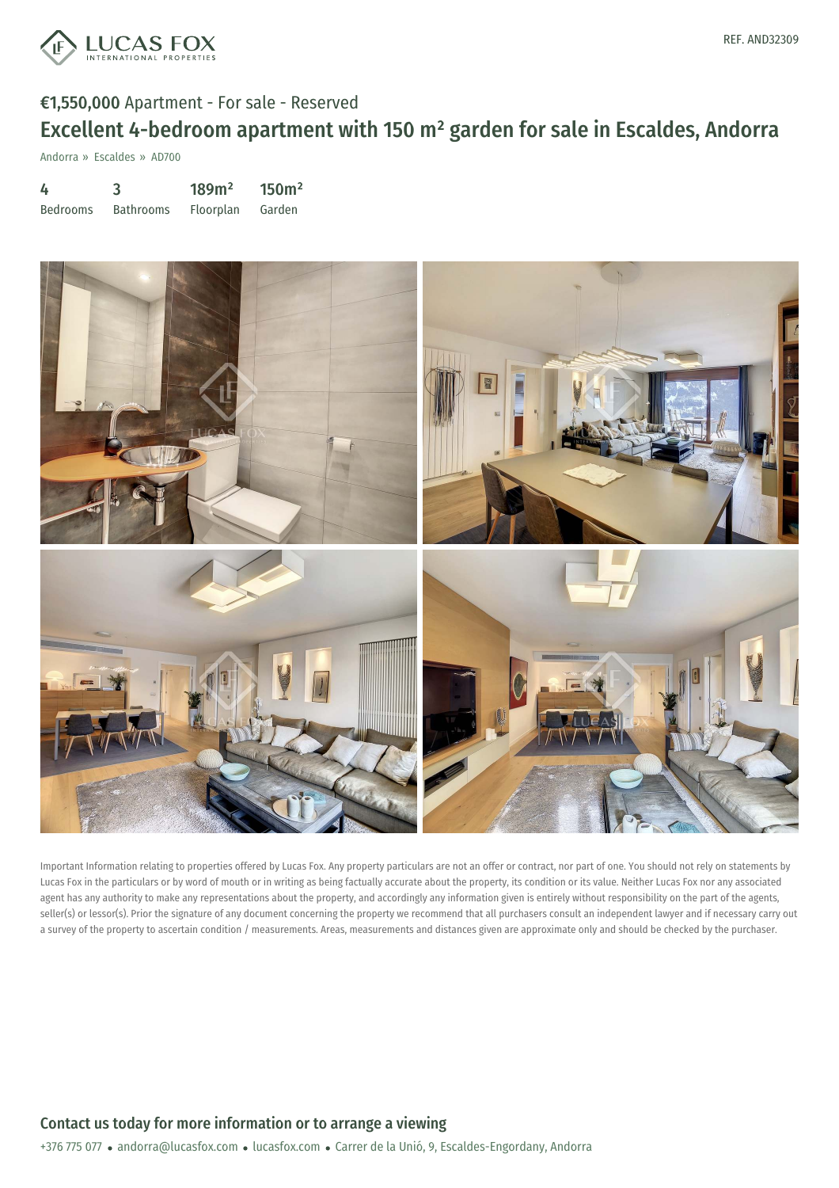REF. AND32309

**€1,550,000** Apartment - For sale - Reserved

# Excellent 4-bedroom apartment with 150 m² garden for sale in Escaldes, Andorra

Andorra » Escaldes » AD700

| 4 | 3 | 189m² | 150m² |
|---|---|---|---|
| Bedrooms | Bathrooms | Floorplan | Garden |

Important Information relating to properties offered by Lucas Fox. Any property particulars are not an offer or contract, nor part of one. You should not rely on statements by Lucas Fox in the particulars or by word of mouth or in writing as being factually accurate about the property, its condition or its value. Neither Lucas Fox nor any associated agent has any authority to make any representations about the property, and accordingly any information given is entirely without responsibility on the part of the agents, seller(s) or lessor(s). Prior the signature of any document concerning the property we recommend that all purchasers consult an independent lawyer and if necessary carry out a survey of the property to ascertain condition / measurements. Areas, measurements and distances given are approximate only and should be checked by the purchaser.

## Contact us today for more information or to arrange a viewing

+376 775 077 • andorra@lucasfox.com • lucasfox.com • Carrer de la Unió, 9, Escaldes-Engordany, Andorra